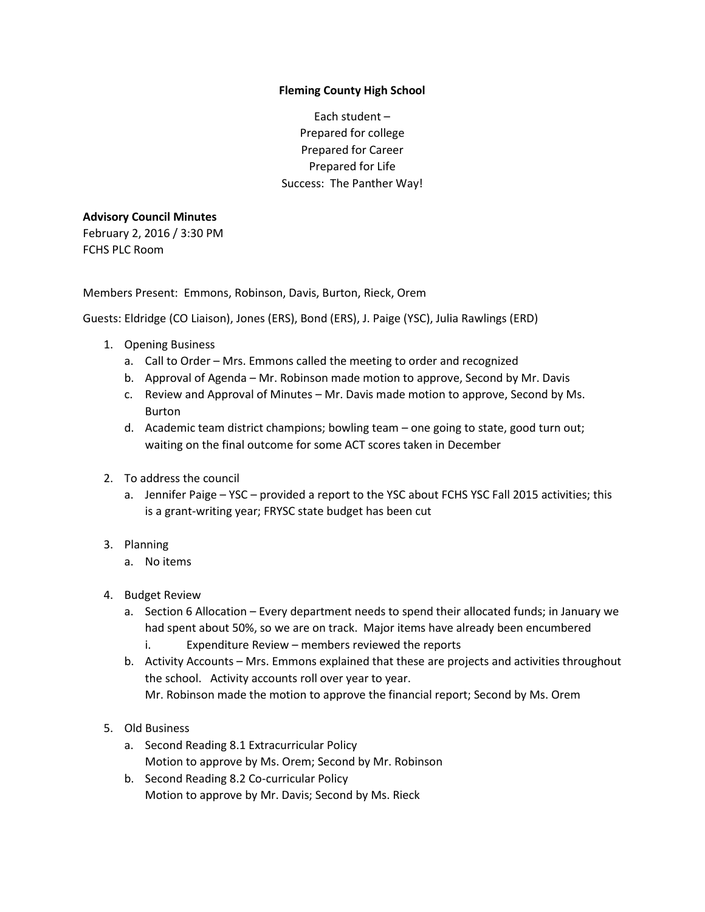**Fleming County High School**

Each student –
Prepared for college
Prepared for Career
Prepared for Life
Success: The Panther Way!

**Advisory Council Minutes**
February 2, 2016 / 3:30 PM
FCHS PLC Room

Members Present: Emmons, Robinson, Davis, Burton, Rieck, Orem

Guests: Eldridge (CO Liaison), Jones (ERS), Bond (ERS), J. Paige (YSC), Julia Rawlings (ERD)

1. Opening Business
   a. Call to Order – Mrs. Emmons called the meeting to order and recognized
   b. Approval of Agenda – Mr. Robinson made motion to approve, Second by Mr. Davis
   c. Review and Approval of Minutes – Mr. Davis made motion to approve, Second by Ms. Burton
   d. Academic team district champions; bowling team – one going to state, good turn out; waiting on the final outcome for some ACT scores taken in December

2. To address the council
   a. Jennifer Paige – YSC – provided a report to the YSC about FCHS YSC Fall 2015 activities; this is a grant-writing year; FRYSC state budget has been cut

3. Planning
   a. No items

4. Budget Review
   a. Section 6 Allocation – Every department needs to spend their allocated funds; in January we had spent about 50%, so we are on track. Major items have already been encumbered
      i. Expenditure Review – members reviewed the reports
   b. Activity Accounts – Mrs. Emmons explained that these are projects and activities throughout the school. Activity accounts roll over year to year.
      Mr. Robinson made the motion to approve the financial report; Second by Ms. Orem

5. Old Business
   a. Second Reading 8.1 Extracurricular Policy
      Motion to approve by Ms. Orem; Second by Mr. Robinson
   b. Second Reading 8.2 Co-curricular Policy
      Motion to approve by Mr. Davis; Second by Ms. Rieck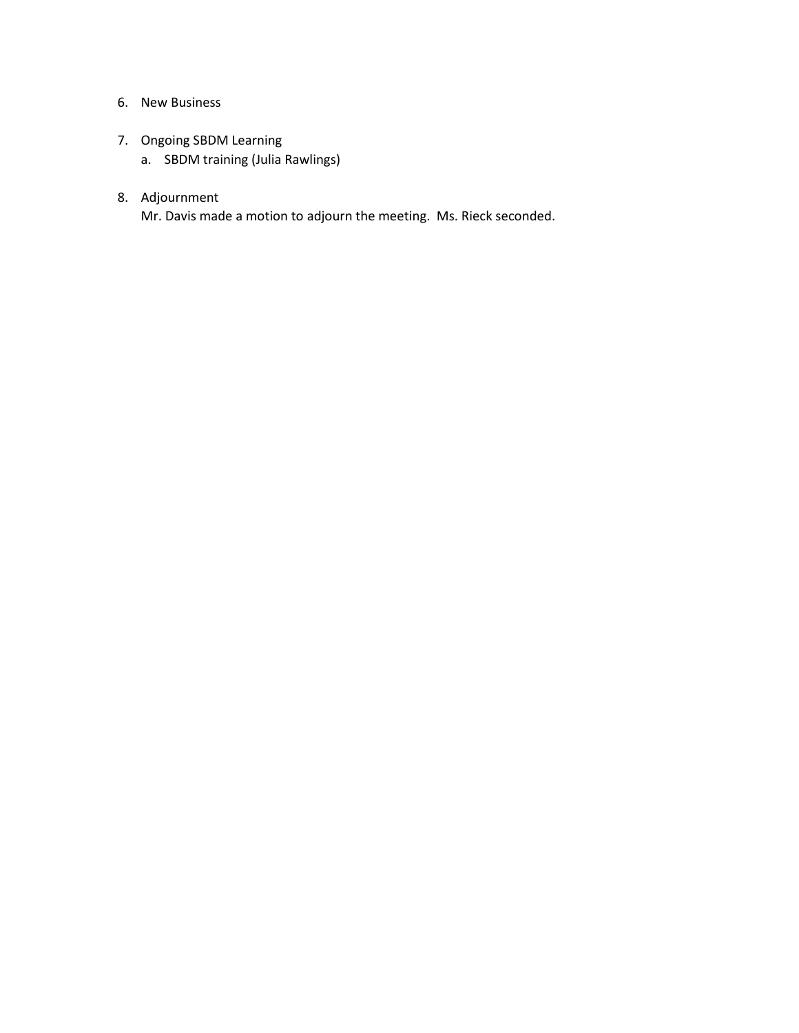6. New Business

7. Ongoing SBDM Learning
   a. SBDM training (Julia Rawlings)

8. Adjournment
   Mr. Davis made a motion to adjourn the meeting. Ms. Rieck seconded.